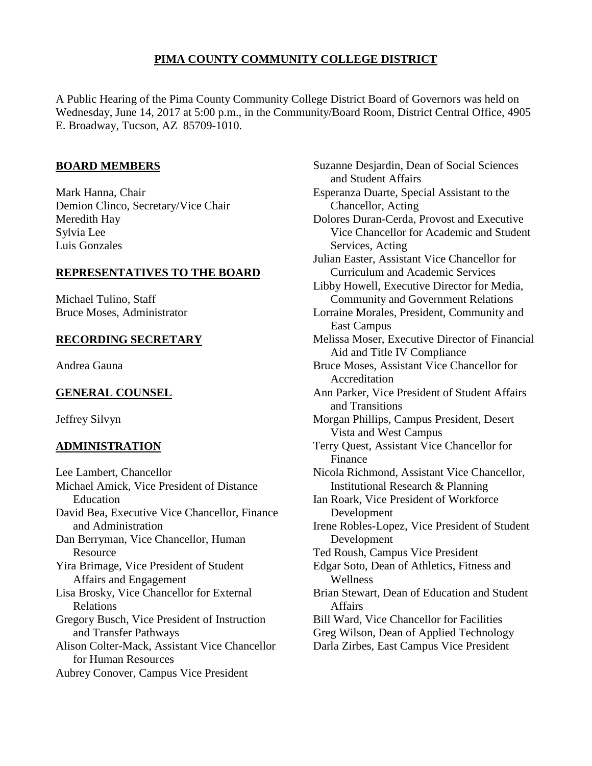# PIMA COUNTY COMMUNITY COLLEGE DISTRICT

A Public Hearing of the Pima County Community College District Board of Governors was held on Wednesday, June 14, 2017 at 5:00 p.m., in the Community/Board Room, District Central Office, 4905 E. Broadway, Tucson, AZ 85709-1010.

## BOARD MEMBERS

Mark Hanna, Chair
Demion Clinco, Secretary/Vice Chair
Meredith Hay
Sylvia Lee
Luis Gonzales

## REPRESENTATIVES TO THE BOARD

Michael Tulino, Staff
Bruce Moses, Administrator

## RECORDING SECRETARY

Andrea Gauna

## GENERAL COUNSEL

Jeffrey Silvyn

## ADMINISTRATION

Lee Lambert, Chancellor
Michael Amick, Vice President of Distance Education
David Bea, Executive Vice Chancellor, Finance and Administration
Dan Berryman, Vice Chancellor, Human Resource
Yira Brimage, Vice President of Student Affairs and Engagement
Lisa Brosky, Vice Chancellor for External Relations
Gregory Busch, Vice President of Instruction and Transfer Pathways
Alison Colter-Mack, Assistant Vice Chancellor for Human Resources
Aubrey Conover, Campus Vice President
Suzanne Desjardin, Dean of Social Sciences and Student Affairs
Esperanza Duarte, Special Assistant to the Chancellor, Acting
Dolores Duran-Cerda, Provost and Executive Vice Chancellor for Academic and Student Services, Acting
Julian Easter, Assistant Vice Chancellor for Curriculum and Academic Services
Libby Howell, Executive Director for Media, Community and Government Relations
Lorraine Morales, President, Community and East Campus
Melissa Moser, Executive Director of Financial Aid and Title IV Compliance
Bruce Moses, Assistant Vice Chancellor for Accreditation
Ann Parker, Vice President of Student Affairs and Transitions
Morgan Phillips, Campus President, Desert Vista and West Campus
Terry Quest, Assistant Vice Chancellor for Finance
Nicola Richmond, Assistant Vice Chancellor, Institutional Research & Planning
Ian Roark, Vice President of Workforce Development
Irene Robles-Lopez, Vice President of Student Development
Ted Roush, Campus Vice President
Edgar Soto, Dean of Athletics, Fitness and Wellness
Brian Stewart, Dean of Education and Student Affairs
Bill Ward, Vice Chancellor for Facilities
Greg Wilson, Dean of Applied Technology
Darla Zirbes, East Campus Vice President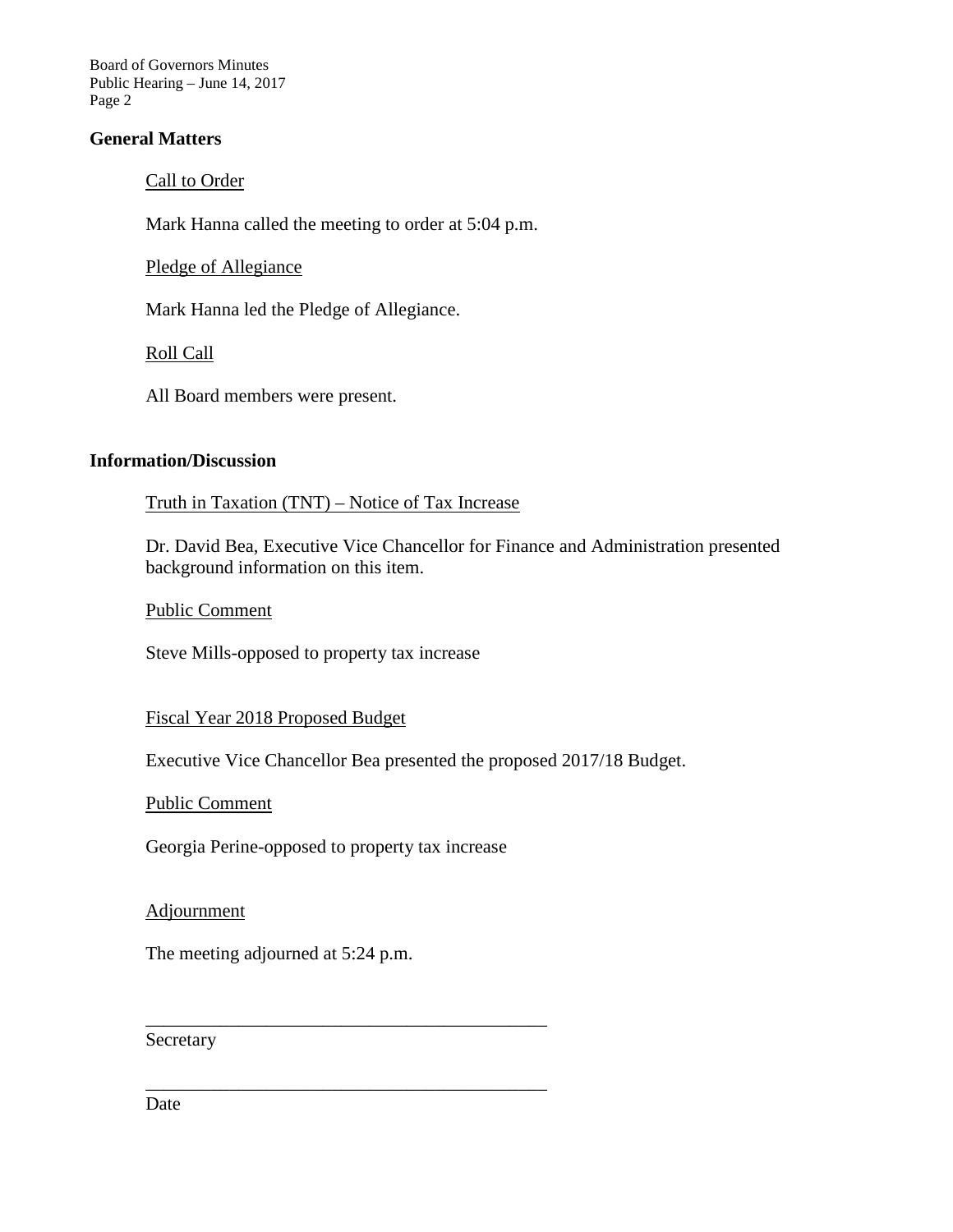## General Matters

Call to Order

Mark Hanna called the meeting to order at 5:04 p.m.

Pledge of Allegiance

Mark Hanna led the Pledge of Allegiance.

Roll Call

All Board members were present.

## Information/Discussion

Truth in Taxation (TNT) – Notice of Tax Increase

Dr. David Bea, Executive Vice Chancellor for Finance and Administration presented background information on this item.

Public Comment

Steve Mills-opposed to property tax increase

Fiscal Year 2018 Proposed Budget

Executive Vice Chancellor Bea presented the proposed 2017/18 Budget.

Public Comment

Georgia Perine-opposed to property tax increase

Adjournment

The meeting adjourned at 5:24 p.m.

\_\_\_\_\_\_\_\_\_\_\_\_\_\_\_\_\_\_\_\_\_\_\_\_\_\_\_\_\_\_\_\_\_\_\_\_\_\_\_\_\_\_\_\_
Secretary

\_\_\_\_\_\_\_\_\_\_\_\_\_\_\_\_\_\_\_\_\_\_\_\_\_\_\_\_\_\_\_\_\_\_\_\_\_\_\_\_\_\_\_\_
Date